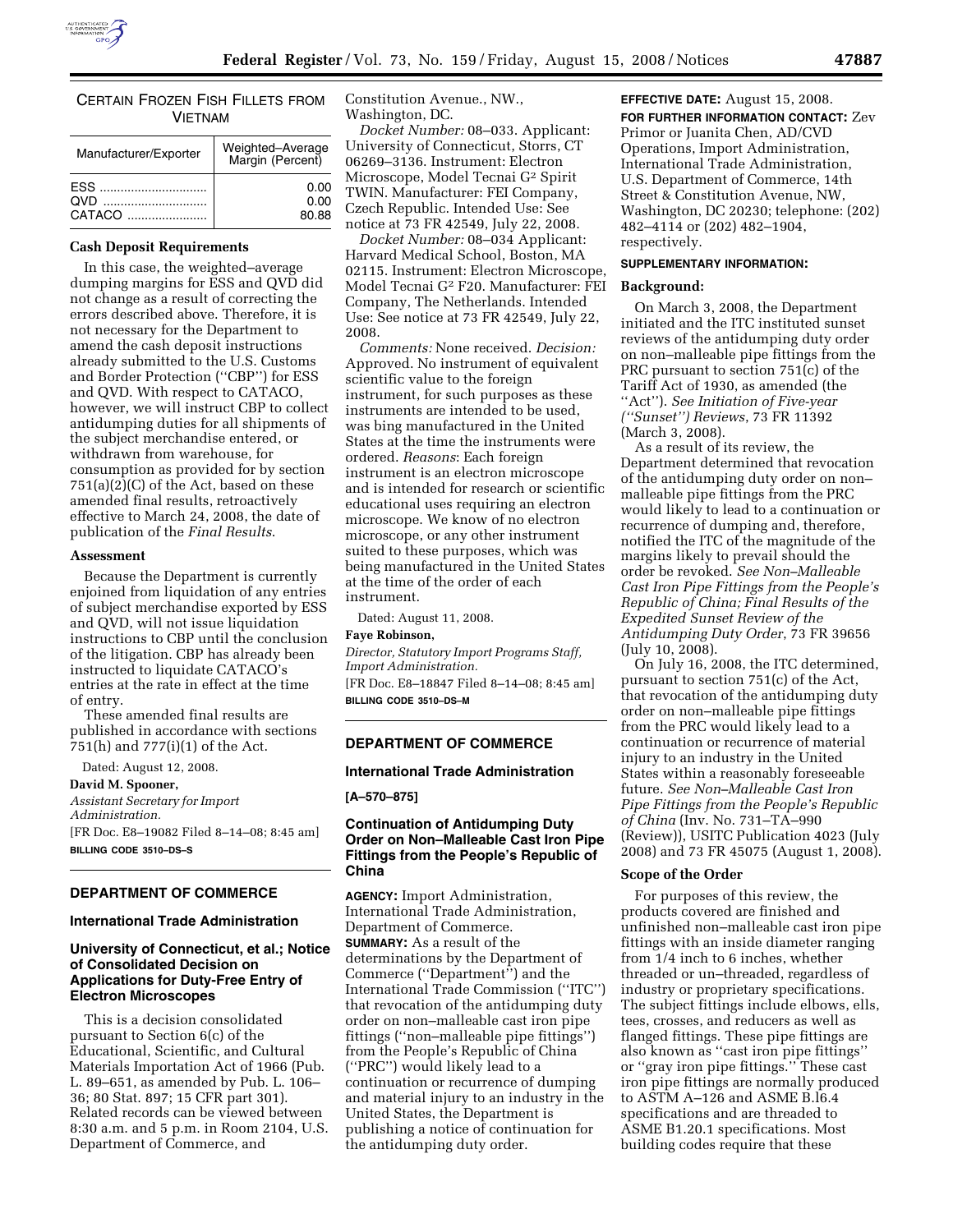CERTAIN FROZEN FISH FILLETS FROM VIETNAM

| Manufacturer/Exporter | Weighted–Average Margin (Percent) |
| --- | --- |
| ESS | 0.00 |
| QVD | 0.00 |
| CATACO | 80.88 |

**Cash Deposit Requirements**

In this case, the weighted–average dumping margins for ESS and QVD did not change as a result of correcting the errors described above. Therefore, it is not necessary for the Department to amend the cash deposit instructions already submitted to the U.S. Customs and Border Protection (''CBP'') for ESS and QVD. With respect to CATACO, however, we will instruct CBP to collect antidumping duties for all shipments of the subject merchandise entered, or withdrawn from warehouse, for consumption as provided for by section 751(a)(2)(C) of the Act, based on these amended final results, retroactively effective to March 24, 2008, the date of publication of the *Final Results*.

**Assessment**

Because the Department is currently enjoined from liquidation of any entries of subject merchandise exported by ESS and QVD, will not issue liquidation instructions to CBP until the conclusion of the litigation. CBP has already been instructed to liquidate CATACO's entries at the rate in effect at the time of entry.

These amended final results are published in accordance with sections 751(h) and 777(i)(1) of the Act.

Dated: August 12, 2008.

**David M. Spooner,**

*Assistant Secretary for Import Administration.*

[FR Doc. E8–19082 Filed 8–14–08; 8:45 am]

**BILLING CODE 3510–DS–S**

---

## DEPARTMENT OF COMMERCE

### International Trade Administration

### University of Connecticut, et al.; Notice of Consolidated Decision on Applications for Duty-Free Entry of Electron Microscopes

This is a decision consolidated pursuant to Section 6(c) of the Educational, Scientific, and Cultural Materials Importation Act of 1966 (Pub. L. 89–651, as amended by Pub. L. 106–36; 80 Stat. 897; 15 CFR part 301). Related records can be viewed between 8:30 a.m. and 5 p.m. in Room 2104, U.S. Department of Commerce, and Constitution Avenue., NW., Washington, DC.

*Docket Number:* 08–033. Applicant: University of Connecticut, Storrs, CT 06269–3136. Instrument: Electron Microscope, Model Tecnai G² Spirit TWIN. Manufacturer: FEI Company, Czech Republic. Intended Use: See notice at 73 FR 42549, July 22, 2008.

*Docket Number:* 08–034 Applicant: Harvard Medical School, Boston, MA 02115. Instrument: Electron Microscope, Model Tecnai G² F20. Manufacturer: FEI Company, The Netherlands. Intended Use: See notice at 73 FR 42549, July 22, 2008.

*Comments:* None received. *Decision:* Approved. No instrument of equivalent scientific value to the foreign instrument, for such purposes as these instruments are intended to be used, was bing manufactured in the United States at the time the instruments were ordered. *Reasons*: Each foreign instrument is an electron microscope and is intended for research or scientific educational uses requiring an electron microscope. We know of no electron microscope, or any other instrument suited to these purposes, which was being manufactured in the United States at the time of the order of each instrument.

Dated: August 11, 2008.

**Faye Robinson,**

*Director, Statutory Import Programs Staff, Import Administration.*

[FR Doc. E8–18847 Filed 8–14–08; 8:45 am]

**BILLING CODE 3510–DS–M**

---

## DEPARTMENT OF COMMERCE

### International Trade Administration

**[A–570–875]**

### Continuation of Antidumping Duty Order on Non–Malleable Cast Iron Pipe Fittings from the People's Republic of China

**AGENCY:** Import Administration, International Trade Administration, Department of Commerce.

**SUMMARY:** As a result of the determinations by the Department of Commerce (''Department'') and the International Trade Commission (''ITC'') that revocation of the antidumping duty order on non–malleable cast iron pipe fittings (''non–malleable pipe fittings'') from the People's Republic of China (''PRC'') would likely lead to a continuation or recurrence of dumping and material injury to an industry in the United States, the Department is publishing a notice of continuation for the antidumping duty order.

**EFFECTIVE DATE:** August 15, 2008.

**FOR FURTHER INFORMATION CONTACT:** Zev Primor or Juanita Chen, AD/CVD Operations, Import Administration, International Trade Administration, U.S. Department of Commerce, 14th Street & Constitution Avenue, NW, Washington, DC 20230; telephone: (202) 482–4114 or (202) 482–1904, respectively.

**SUPPLEMENTARY INFORMATION:**

**Background:**

On March 3, 2008, the Department initiated and the ITC instituted sunset reviews of the antidumping duty order on non–malleable pipe fittings from the PRC pursuant to section 751(c) of the Tariff Act of 1930, as amended (the ''Act''). *See Initiation of Five-year (''Sunset'') Reviews*, 73 FR 11392 (March 3, 2008).

As a result of its review, the Department determined that revocation of the antidumping duty order on non–malleable pipe fittings from the PRC would likely to lead to a continuation or recurrence of dumping and, therefore, notified the ITC of the magnitude of the margins likely to prevail should the order be revoked. *See Non–Malleable Cast Iron Pipe Fittings from the People's Republic of China; Final Results of the Expedited Sunset Review of the Antidumping Duty Order*, 73 FR 39656 (July 10, 2008).

On July 16, 2008, the ITC determined, pursuant to section 751(c) of the Act, that revocation of the antidumping duty order on non–malleable pipe fittings from the PRC would likely lead to a continuation or recurrence of material injury to an industry in the United States within a reasonably foreseeable future. *See Non–Malleable Cast Iron Pipe Fittings from the People's Republic of China* (Inv. No. 731–TA–990 (Review)), USITC Publication 4023 (July 2008) and 73 FR 45075 (August 1, 2008).

**Scope of the Order**

For purposes of this review, the products covered are finished and unfinished non–malleable cast iron pipe fittings with an inside diameter ranging from 1/4 inch to 6 inches, whether threaded or un–threaded, regardless of industry or proprietary specifications. The subject fittings include elbows, ells, tees, crosses, and reducers as well as flanged fittings. These pipe fittings are also known as ''cast iron pipe fittings'' or ''gray iron pipe fittings.'' These cast iron pipe fittings are normally produced to ASTM A–126 and ASME B.l6.4 specifications and are threaded to ASME B1.20.1 specifications. Most building codes require that these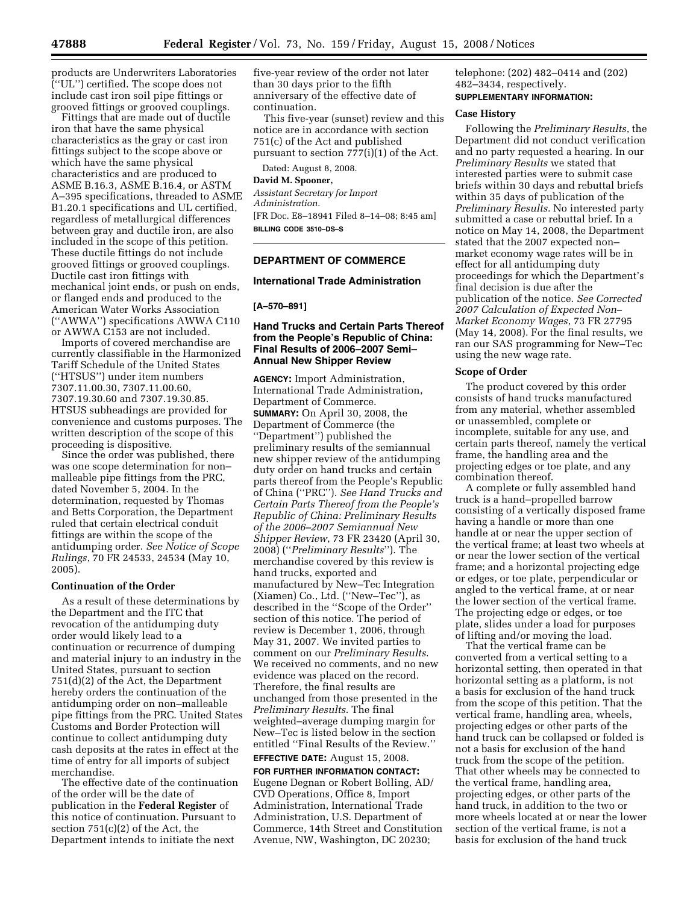products are Underwriters Laboratories (''UL'') certified. The scope does not include cast iron soil pipe fittings or grooved fittings or grooved couplings.

Fittings that are made out of ductile iron that have the same physical characteristics as the gray or cast iron fittings subject to the scope above or which have the same physical characteristics and are produced to ASME B.16.3, ASME B.16.4, or ASTM A–395 specifications, threaded to ASME B1.20.1 specifications and UL certified, regardless of metallurgical differences between gray and ductile iron, are also included in the scope of this petition. These ductile fittings do not include grooved fittings or grooved couplings. Ductile cast iron fittings with mechanical joint ends, or push on ends, or flanged ends and produced to the American Water Works Association (''AWWA'') specifications AWWA C110 or AWWA C153 are not included.

Imports of covered merchandise are currently classifiable in the Harmonized Tariff Schedule of the United States (''HTSUS'') under item numbers 7307.11.00.30, 7307.11.00.60, 7307.19.30.60 and 7307.19.30.85. HTSUS subheadings are provided for convenience and customs purposes. The written description of the scope of this proceeding is dispositive.

Since the order was published, there was one scope determination for non–malleable pipe fittings from the PRC, dated November 5, 2004. In the determination, requested by Thomas and Betts Corporation, the Department ruled that certain electrical conduit fittings are within the scope of the antidumping order. *See Notice of Scope Rulings*, 70 FR 24533, 24534 (May 10, 2005).

**Continuation of the Order**

As a result of these determinations by the Department and the ITC that revocation of the antidumping duty order would likely lead to a continuation or recurrence of dumping and material injury to an industry in the United States, pursuant to section 751(d)(2) of the Act, the Department hereby orders the continuation of the antidumping order on non–malleable pipe fittings from the PRC. United States Customs and Border Protection will continue to collect antidumping duty cash deposits at the rates in effect at the time of entry for all imports of subject merchandise.

The effective date of the continuation of the order will be the date of publication in the **Federal Register** of this notice of continuation. Pursuant to section 751(c)(2) of the Act, the Department intends to initiate the next five-year review of the order not later than 30 days prior to the fifth anniversary of the effective date of continuation.

This five-year (sunset) review and this notice are in accordance with section 751(c) of the Act and published pursuant to section 777(i)(1) of the Act.

Dated: August 8, 2008.

**David M. Spooner,**

*Assistant Secretary for Import Administration.*

[FR Doc. E8–18941 Filed 8–14–08; 8:45 am]

**BILLING CODE 3510–DS–S**

---

**DEPARTMENT OF COMMERCE**

**International Trade Administration**

**[A–570–891]**

## Hand Trucks and Certain Parts Thereof from the People's Republic of China: Final Results of 2006–2007 Semi–Annual New Shipper Review

**AGENCY:** Import Administration, International Trade Administration, Department of Commerce.

**SUMMARY:** On April 30, 2008, the Department of Commerce (the ''Department'') published the preliminary results of the semiannual new shipper review of the antidumping duty order on hand trucks and certain parts thereof from the People's Republic of China (''PRC''). *See Hand Trucks and Certain Parts Thereof from the People's Republic of China: Preliminary Results of the 2006–2007 Semiannual New Shipper Review*, 73 FR 23420 (April 30, 2008) (''*Preliminary Results*''). The merchandise covered by this review is hand trucks, exported and manufactured by New–Tec Integration (Xiamen) Co., Ltd. (''New–Tec''), as described in the ''Scope of the Order'' section of this notice. The period of review is December 1, 2006, through May 31, 2007. We invited parties to comment on our *Preliminary Results*. We received no comments, and no new evidence was placed on the record. Therefore, the final results are unchanged from those presented in the *Preliminary Results*. The final weighted–average dumping margin for New–Tec is listed below in the section entitled ''Final Results of the Review.''

**EFFECTIVE DATE:** August 15, 2008.

**FOR FURTHER INFORMATION CONTACT:** Eugene Degnan or Robert Bolling, AD/CVD Operations, Office 8, Import Administration, International Trade Administration, U.S. Department of Commerce, 14th Street and Constitution Avenue, NW, Washington, DC 20230; telephone: (202) 482–0414 and (202) 482–3434, respectively.

**SUPPLEMENTARY INFORMATION:**

**Case History**

Following the *Preliminary Results*, the Department did not conduct verification and no party requested a hearing. In our *Preliminary Results* we stated that interested parties were to submit case briefs within 30 days and rebuttal briefs within 35 days of publication of the *Preliminary Results*. No interested party submitted a case or rebuttal brief. In a notice on May 14, 2008, the Department stated that the 2007 expected non–market economy wage rates will be in effect for all antidumping duty proceedings for which the Department's final decision is due after the publication of the notice. *See Corrected 2007 Calculation of Expected Non–Market Economy Wages*, 73 FR 27795 (May 14, 2008). For the final results, we ran our SAS programming for New–Tec using the new wage rate.

**Scope of Order**

The product covered by this order consists of hand trucks manufactured from any material, whether assembled or unassembled, complete or incomplete, suitable for any use, and certain parts thereof, namely the vertical frame, the handling area and the projecting edges or toe plate, and any combination thereof.

A complete or fully assembled hand truck is a hand–propelled barrow consisting of a vertically disposed frame having a handle or more than one handle at or near the upper section of the vertical frame; at least two wheels at or near the lower section of the vertical frame; and a horizontal projecting edge or edges, or toe plate, perpendicular or angled to the vertical frame, at or near the lower section of the vertical frame. The projecting edge or edges, or toe plate, slides under a load for purposes of lifting and/or moving the load.

That the vertical frame can be converted from a vertical setting to a horizontal setting, then operated in that horizontal setting as a platform, is not a basis for exclusion of the hand truck from the scope of this petition. That the vertical frame, handling area, wheels, projecting edges or other parts of the hand truck can be collapsed or folded is not a basis for exclusion of the hand truck from the scope of the petition. That other wheels may be connected to the vertical frame, handling area, projecting edges, or other parts of the hand truck, in addition to the two or more wheels located at or near the lower section of the vertical frame, is not a basis for exclusion of the hand truck